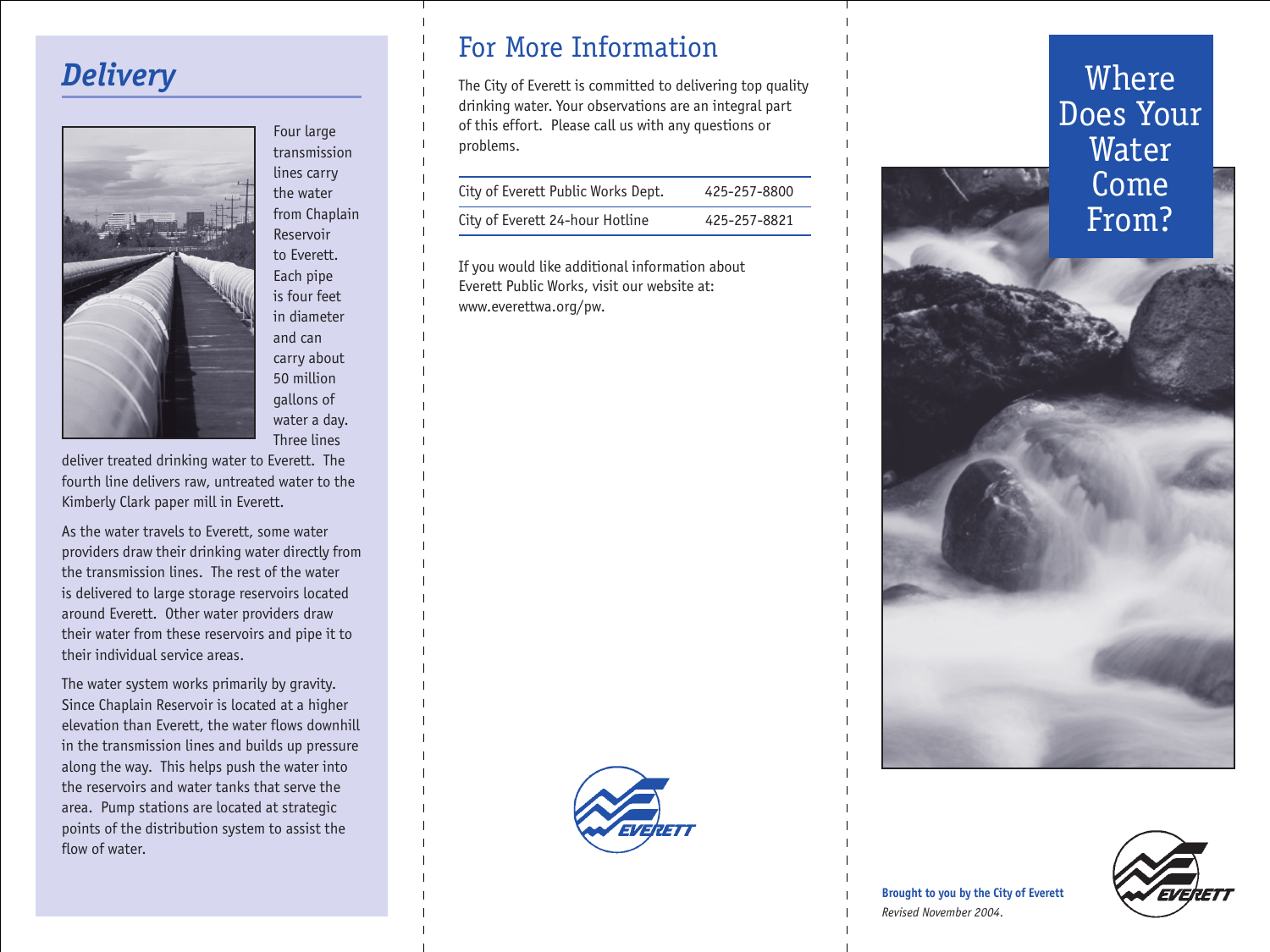## Delivery

Four large transmission lines carry the water from Chaplain Reservoir to Everett. Each pipe is four feet in diameter and can carry about 50 million gallons of water a day. Three lines deliver treated drinking water to Everett. The fourth line delivers raw, untreated water to the Kimberly Clark paper mill in Everett.

As the water travels to Everett, some water providers draw their drinking water directly from the transmission lines. The rest of the water is delivered to large storage reservoirs located around Everett. Other water providers draw their water from these reservoirs and pipe it to their individual service areas.

The water system works primarily by gravity. Since Chaplain Reservoir is located at a higher elevation than Everett, the water flows downhill in the transmission lines and builds up pressure along the way. This helps push the water into the reservoirs and water tanks that serve the area. Pump stations are located at strategic points of the distribution system to assist the flow of water.

## For More Information

The City of Everett is committed to delivering top quality drinking water. Your observations are an integral part of this effort. Please call us with any questions or problems.

| | |
|---|---|
| City of Everett Public Works Dept. | 425-257-8800 |
| City of Everett 24-hour Hotline | 425-257-8821 |

If you would like additional information about Everett Public Works, visit our website at: www.everettwa.org/pw.

EVERETT

# Where Does Your Water Come From?

**Brought to you by the City of Everett**

*Revised November 2004.*

EVERETT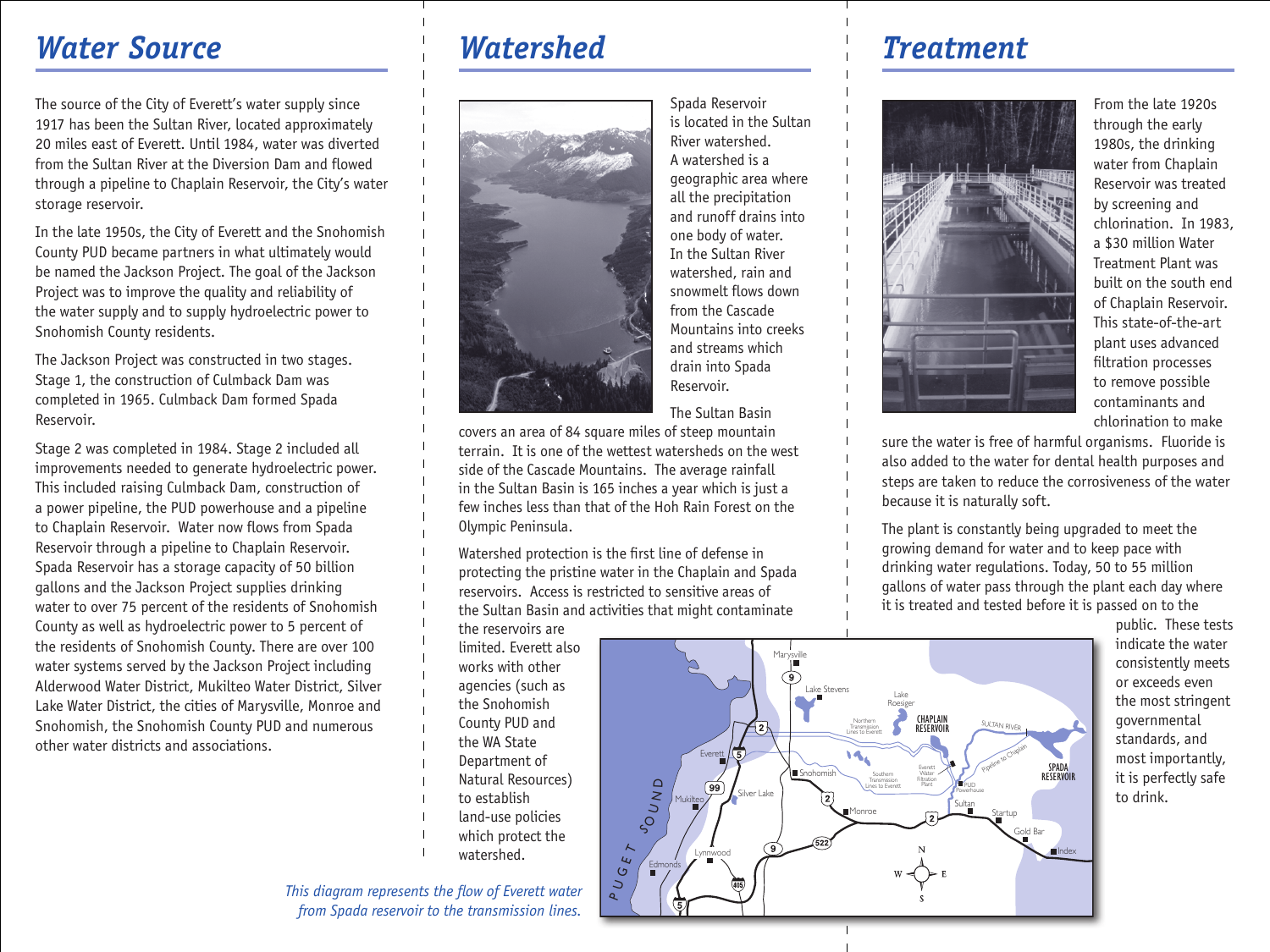# Water Source

The source of the City of Everett's water supply since 1917 has been the Sultan River, located approximately 20 miles east of Everett. Until 1984, water was diverted from the Sultan River at the Diversion Dam and flowed through a pipeline to Chaplain Reservoir, the City's water storage reservoir.

In the late 1950s, the City of Everett and the Snohomish County PUD became partners in what ultimately would be named the Jackson Project. The goal of the Jackson Project was to improve the quality and reliability of the water supply and to supply hydroelectric power to Snohomish County residents.

The Jackson Project was constructed in two stages. Stage 1, the construction of Culmback Dam was completed in 1965. Culmback Dam formed Spada Reservoir.

Stage 2 was completed in 1984. Stage 2 included all improvements needed to generate hydroelectric power. This included raising Culmback Dam, construction of a power pipeline, the PUD powerhouse and a pipeline to Chaplain Reservoir. Water now flows from Spada Reservoir through a pipeline to Chaplain Reservoir. Spada Reservoir has a storage capacity of 50 billion gallons and the Jackson Project supplies drinking water to over 75 percent of the residents of Snohomish County as well as hydroelectric power to 5 percent of the residents of Snohomish County. There are over 100 water systems served by the Jackson Project including Alderwood Water District, Mukilteo Water District, Silver Lake Water District, the cities of Marysville, Monroe and Snohomish, the Snohomish County PUD and numerous other water districts and associations.

# Watershed

Spada Reservoir is located in the Sultan River watershed. A watershed is a geographic area where all the precipitation and runoff drains into one body of water. In the Sultan River watershed, rain and snowmelt flows down from the Cascade Mountains into creeks and streams which drain into Spada Reservoir.

The Sultan Basin covers an area of 84 square miles of steep mountain terrain. It is one of the wettest watersheds on the west side of the Cascade Mountains. The average rainfall in the Sultan Basin is 165 inches a year which is just a few inches less than that of the Hoh Rain Forest on the Olympic Peninsula.

Watershed protection is the first line of defense in protecting the pristine water in the Chaplain and Spada reservoirs. Access is restricted to sensitive areas of the Sultan Basin and activities that might contaminate the reservoirs are limited. Everett also works with other agencies (such as the Snohomish County PUD and the WA State Department of Natural Resources) to establish land-use policies which protect the watershed.

Marysville
Lake Stevens
Lake Roesiger
CHAPLAIN RESERVOIR
SULTAN RIVER
Northern Transmission Lines to Everett
Everett
Snohomish
Southern Transmission Lines to Everett
Everett Water Filtration Plant
PUD Powerhouse
Pipeline to Chaplain
SPADA RESERVOIR
Mukilteo
Silver Lake
Sultan
Startup
Monroe
Gold Bar
Index
PUGET SOUND
Edmonds
Lynnwood
N
W
E
S

*This diagram represents the flow of Everett water from Spada reservoir to the transmission lines.*

# Treatment

From the late 1920s through the early 1980s, the drinking water from Chaplain Reservoir was treated by screening and chlorination. In 1983, a $30 million Water Treatment Plant was built on the south end of Chaplain Reservoir. This state-of-the-art plant uses advanced filtration processes to remove possible contaminants and chlorination to make sure the water is free of harmful organisms. Fluoride is also added to the water for dental health purposes and steps are taken to reduce the corrosiveness of the water because it is naturally soft.

The plant is constantly being upgraded to meet the growing demand for water and to keep pace with drinking water regulations. Today, 50 to 55 million gallons of water pass through the plant each day where it is treated and tested before it is passed on to the public. These tests indicate the water consistently meets or exceeds even the most stringent governmental standards, and most importantly, it is perfectly safe to drink.